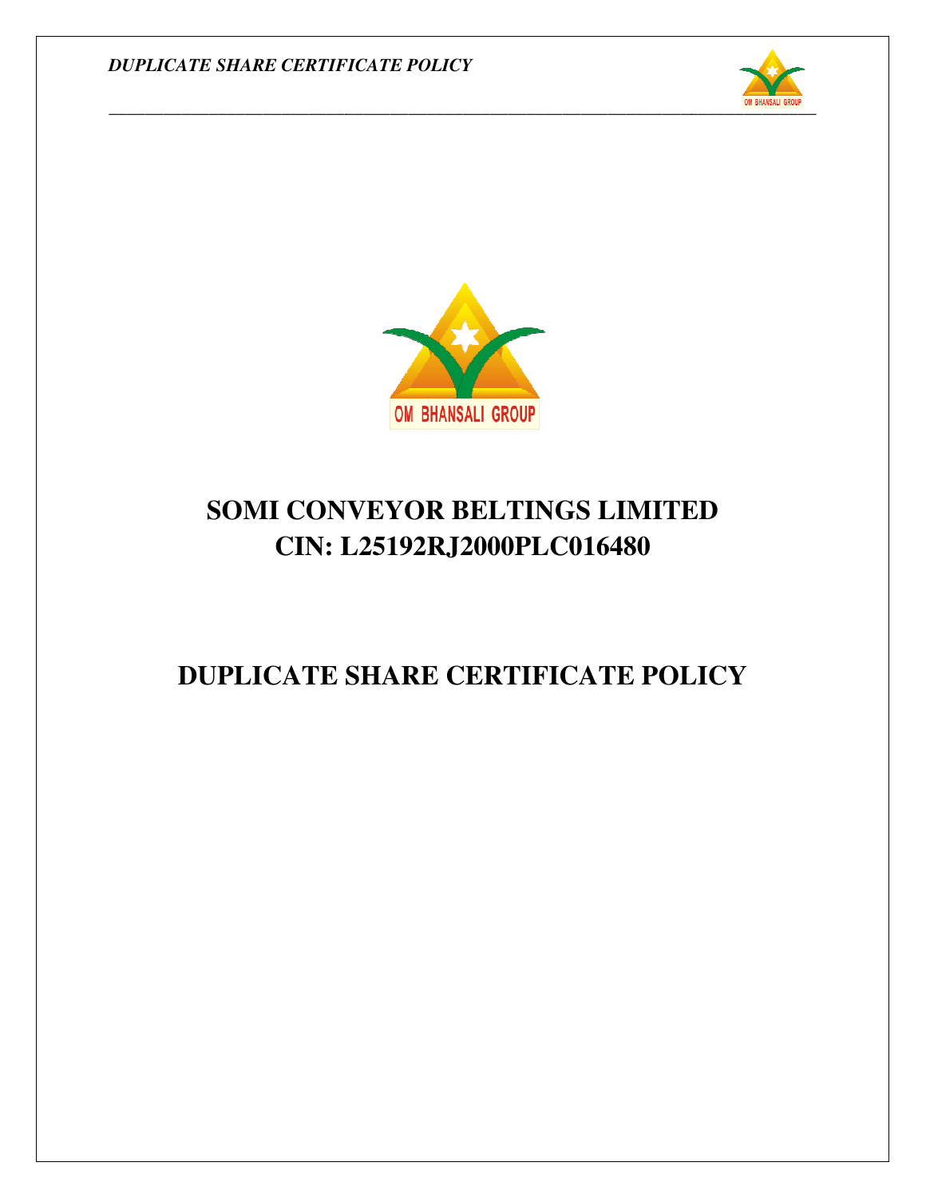# SOMI CONVEYOR BELTINGS LIMITED
# CIN: L25192RJ2000PLC016480

# DUPLICATE SHARE CERTIFICATE POLICY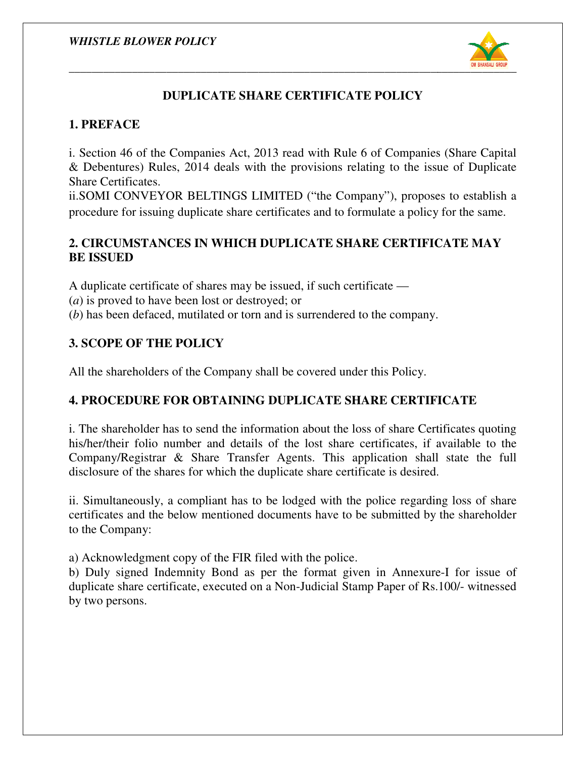# DUPLICATE SHARE CERTIFICATE POLICY

## 1. PREFACE

i. Section 46 of the Companies Act, 2013 read with Rule 6 of Companies (Share Capital & Debentures) Rules, 2014 deals with the provisions relating to the issue of Duplicate Share Certificates.

ii.SOMI CONVEYOR BELTINGS LIMITED ("the Company"), proposes to establish a procedure for issuing duplicate share certificates and to formulate a policy for the same.

## 2. CIRCUMSTANCES IN WHICH DUPLICATE SHARE CERTIFICATE MAY BE ISSUED

A duplicate certificate of shares may be issued, if such certificate —

(*a*) is proved to have been lost or destroyed; or

(*b*) has been defaced, mutilated or torn and is surrendered to the company.

## 3. SCOPE OF THE POLICY

All the shareholders of the Company shall be covered under this Policy.

## 4. PROCEDURE FOR OBTAINING DUPLICATE SHARE CERTIFICATE

i. The shareholder has to send the information about the loss of share Certificates quoting his/her/their folio number and details of the lost share certificates, if available to the Company/Registrar & Share Transfer Agents. This application shall state the full disclosure of the shares for which the duplicate share certificate is desired.

ii. Simultaneously, a compliant has to be lodged with the police regarding loss of share certificates and the below mentioned documents have to be submitted by the shareholder to the Company:

a) Acknowledgment copy of the FIR filed with the police.

b) Duly signed Indemnity Bond as per the format given in Annexure-I for issue of duplicate share certificate, executed on a Non-Judicial Stamp Paper of Rs.100/- witnessed by two persons.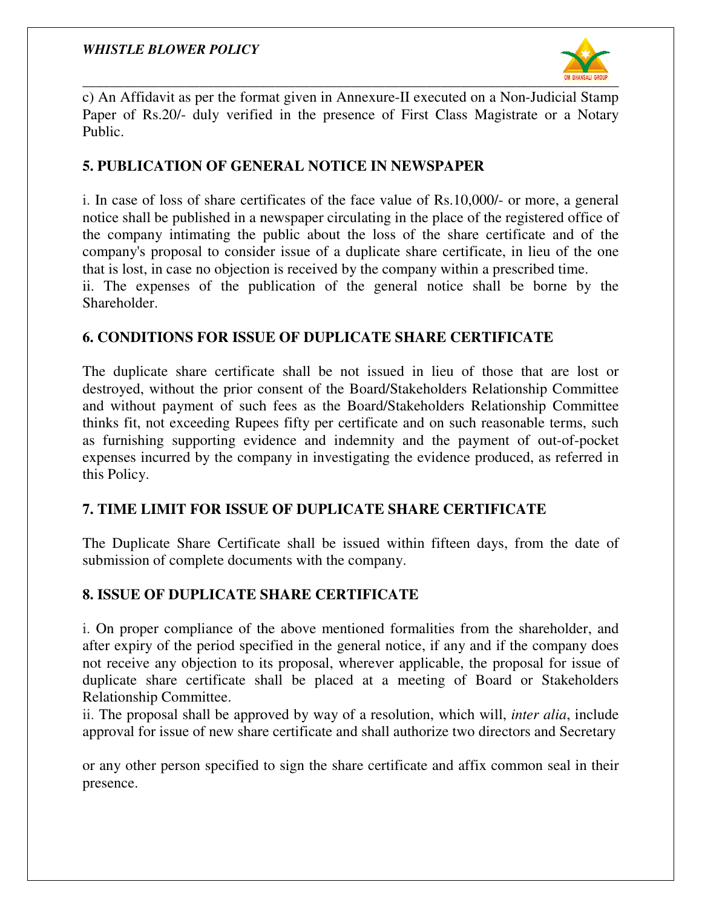c) An Affidavit as per the format given in Annexure-II executed on a Non-Judicial Stamp Paper of Rs.20/- duly verified in the presence of First Class Magistrate or a Notary Public.

## 5. PUBLICATION OF GENERAL NOTICE IN NEWSPAPER

i. In case of loss of share certificates of the face value of Rs.10,000/- or more, a general notice shall be published in a newspaper circulating in the place of the registered office of the company intimating the public about the loss of the share certificate and of the company's proposal to consider issue of a duplicate share certificate, in lieu of the one that is lost, in case no objection is received by the company within a prescribed time.

ii. The expenses of the publication of the general notice shall be borne by the Shareholder.

## 6. CONDITIONS FOR ISSUE OF DUPLICATE SHARE CERTIFICATE

The duplicate share certificate shall be not issued in lieu of those that are lost or destroyed, without the prior consent of the Board/Stakeholders Relationship Committee and without payment of such fees as the Board/Stakeholders Relationship Committee thinks fit, not exceeding Rupees fifty per certificate and on such reasonable terms, such as furnishing supporting evidence and indemnity and the payment of out-of-pocket expenses incurred by the company in investigating the evidence produced, as referred in this Policy.

## 7. TIME LIMIT FOR ISSUE OF DUPLICATE SHARE CERTIFICATE

The Duplicate Share Certificate shall be issued within fifteen days, from the date of submission of complete documents with the company.

## 8. ISSUE OF DUPLICATE SHARE CERTIFICATE

i. On proper compliance of the above mentioned formalities from the shareholder, and after expiry of the period specified in the general notice, if any and if the company does not receive any objection to its proposal, wherever applicable, the proposal for issue of duplicate share certificate shall be placed at a meeting of Board or Stakeholders Relationship Committee.

ii. The proposal shall be approved by way of a resolution, which will, *inter alia*, include approval for issue of new share certificate and shall authorize two directors and Secretary or any other person specified to sign the share certificate and affix common seal in their presence.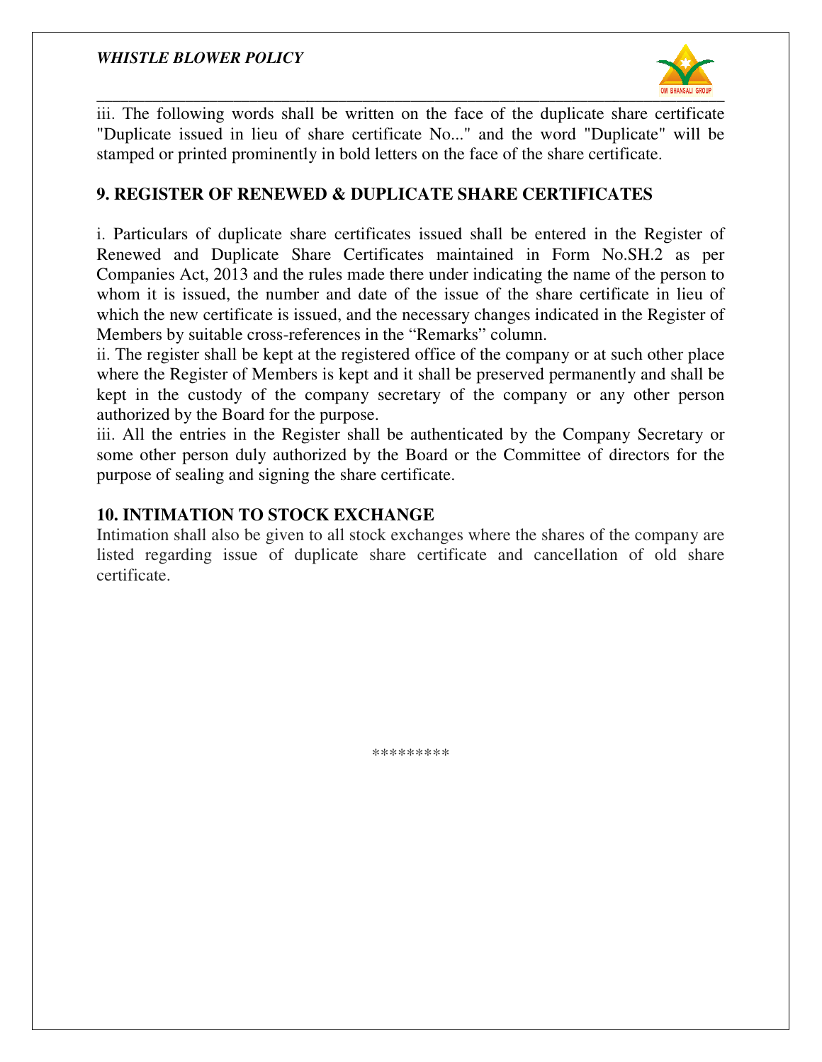iii. The following words shall be written on the face of the duplicate share certificate "Duplicate issued in lieu of share certificate No..." and the word "Duplicate" will be stamped or printed prominently in bold letters on the face of the share certificate.

## 9. REGISTER OF RENEWED & DUPLICATE SHARE CERTIFICATES

i. Particulars of duplicate share certificates issued shall be entered in the Register of Renewed and Duplicate Share Certificates maintained in Form No.SH.2 as per Companies Act, 2013 and the rules made there under indicating the name of the person to whom it is issued, the number and date of the issue of the share certificate in lieu of which the new certificate is issued, and the necessary changes indicated in the Register of Members by suitable cross-references in the "Remarks" column.

ii. The register shall be kept at the registered office of the company or at such other place where the Register of Members is kept and it shall be preserved permanently and shall be kept in the custody of the company secretary of the company or any other person authorized by the Board for the purpose.

iii. All the entries in the Register shall be authenticated by the Company Secretary or some other person duly authorized by the Board or the Committee of directors for the purpose of sealing and signing the share certificate.

## 10. INTIMATION TO STOCK EXCHANGE

Intimation shall also be given to all stock exchanges where the shares of the company are listed regarding issue of duplicate share certificate and cancellation of old share certificate.

*********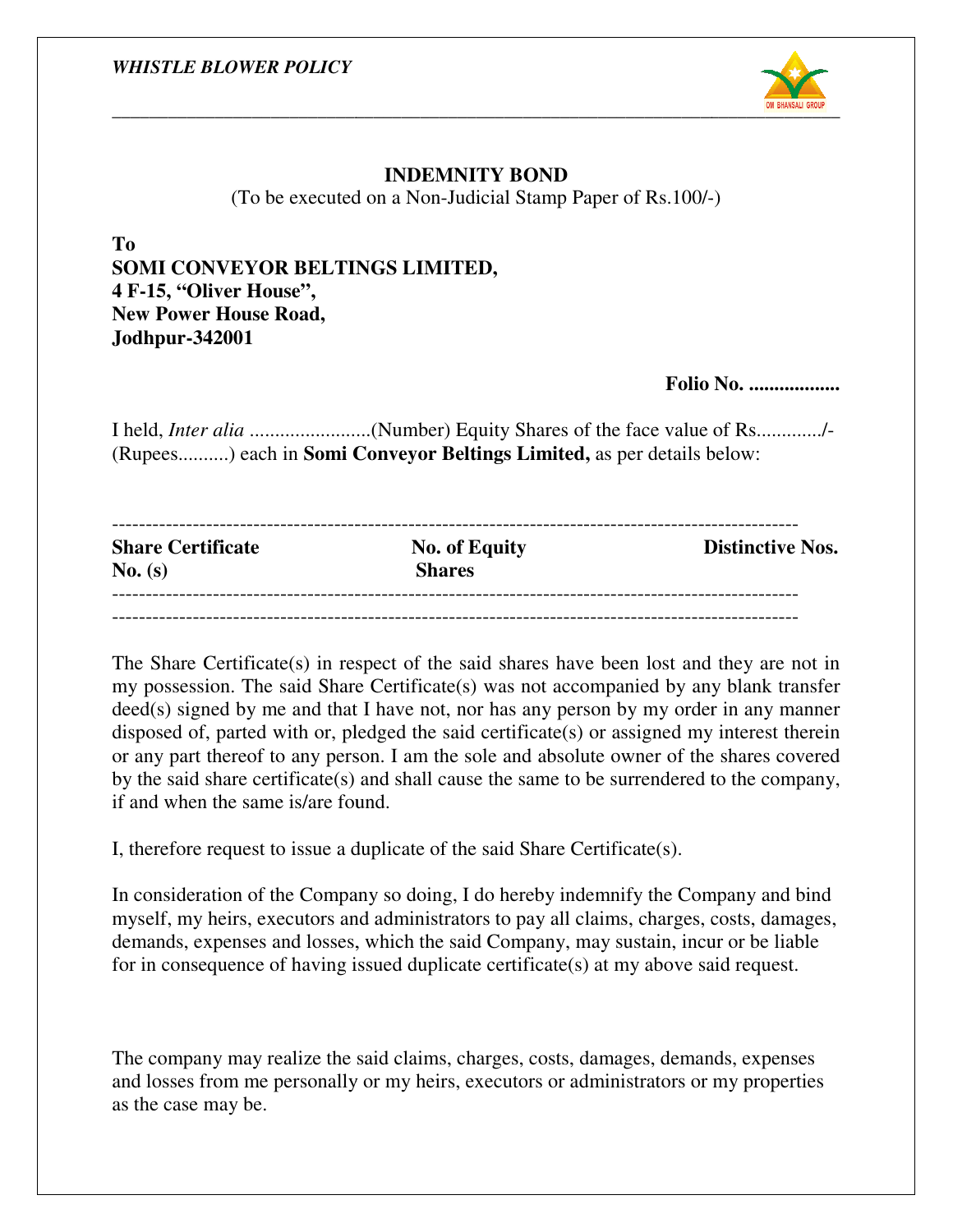# INDEMNITY BOND

(To be executed on a Non-Judicial Stamp Paper of Rs.100/-)

**To**
**SOMI CONVEYOR BELTINGS LIMITED,**
**4 F-15, "Oliver House",**
**New Power House Road,**
**Jodhpur-342001**

**Folio No. .................**

I held, *Inter alia* ........................(Number) Equity Shares of the face value of Rs............/- (Rupees..........) each in **Somi Conveyor Beltings Limited,** as per details below:

| Share Certificate No. (s) | No. of Equity Shares | Distinctive Nos. |
|---|---|---|
| | | |

The Share Certificate(s) in respect of the said shares have been lost and they are not in my possession. The said Share Certificate(s) was not accompanied by any blank transfer deed(s) signed by me and that I have not, nor has any person by my order in any manner disposed of, parted with or, pledged the said certificate(s) or assigned my interest therein or any part thereof to any person. I am the sole and absolute owner of the shares covered by the said share certificate(s) and shall cause the same to be surrendered to the company, if and when the same is/are found.

I, therefore request to issue a duplicate of the said Share Certificate(s).

In consideration of the Company so doing, I do hereby indemnify the Company and bind myself, my heirs, executors and administrators to pay all claims, charges, costs, damages, demands, expenses and losses, which the said Company, may sustain, incur or be liable for in consequence of having issued duplicate certificate(s) at my above said request.

The company may realize the said claims, charges, costs, damages, demands, expenses and losses from me personally or my heirs, executors or administrators or my properties as the case may be.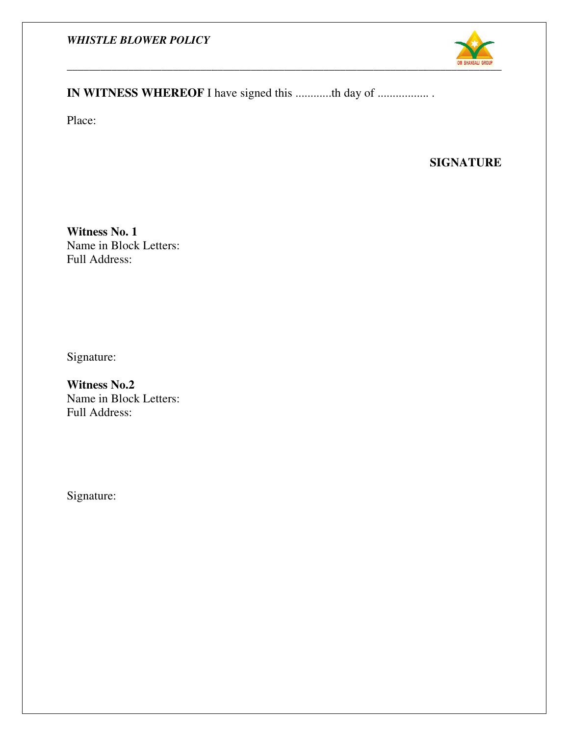**IN WITNESS WHEREOF** I have signed this ............th day of ................. .

Place:

**SIGNATURE**

**Witness No. 1**
Name in Block Letters:
Full Address:

Signature:

**Witness No.2**
Name in Block Letters:
Full Address:

Signature: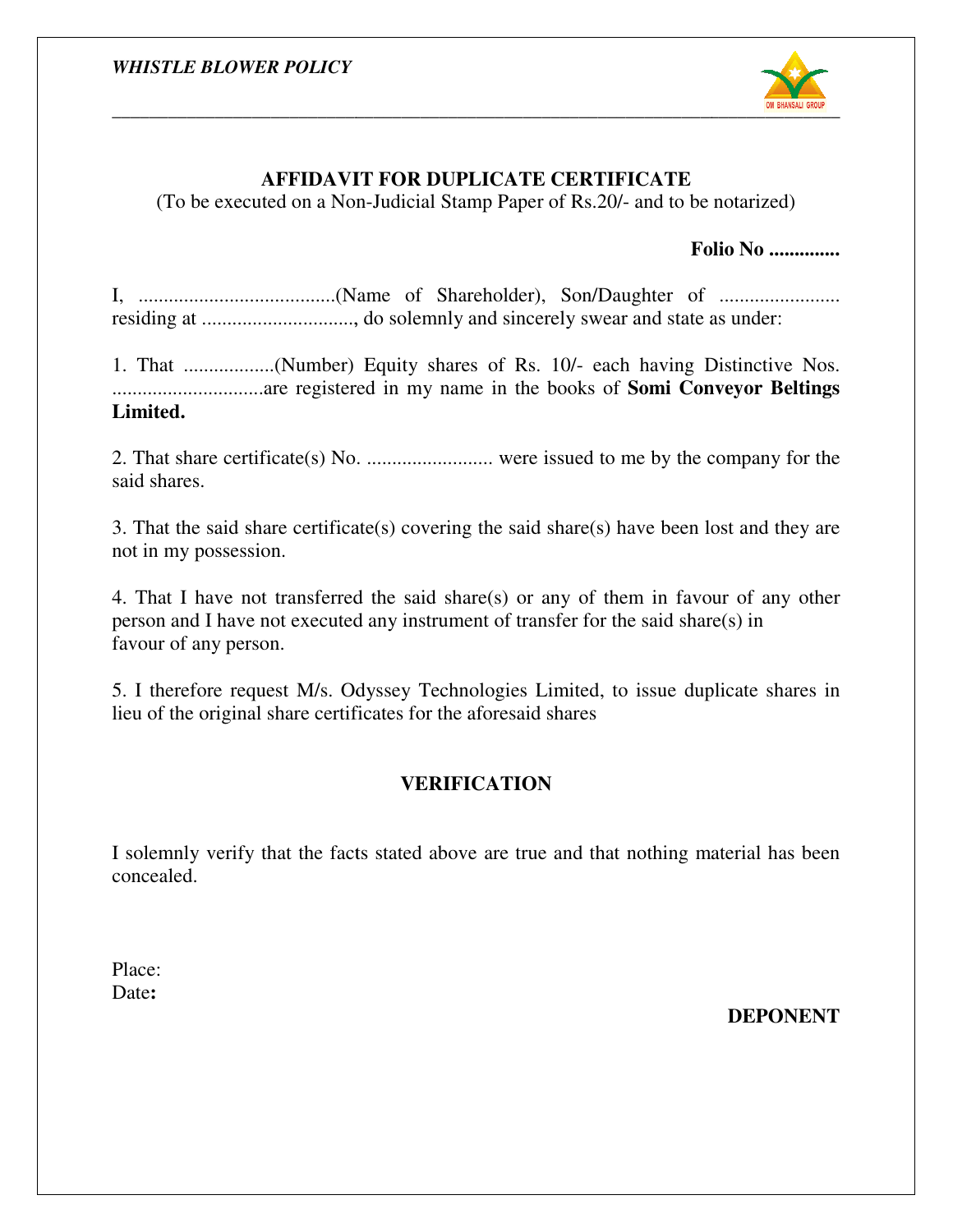## AFFIDAVIT FOR DUPLICATE CERTIFICATE

(To be executed on a Non-Judicial Stamp Paper of Rs.20/- and to be notarized)

**Folio No .............**

I, .......................................(Name of Shareholder), Son/Daughter of ........................ residing at .............................., do solemnly and sincerely swear and state as under:

1. That ..................(Number) Equity shares of Rs. 10/- each having Distinctive Nos. ..............................are registered in my name in the books of **Somi Conveyor Beltings Limited.**

2. That share certificate(s) No. ......................... were issued to me by the company for the said shares.

3. That the said share certificate(s) covering the said share(s) have been lost and they are not in my possession.

4. That I have not transferred the said share(s) or any of them in favour of any other person and I have not executed any instrument of transfer for the said share(s) in favour of any person.

5. I therefore request M/s. Odyssey Technologies Limited, to issue duplicate shares in lieu of the original share certificates for the aforesaid shares

### VERIFICATION

I solemnly verify that the facts stated above are true and that nothing material has been concealed.

Place:
Date**:**

**DEPONENT**